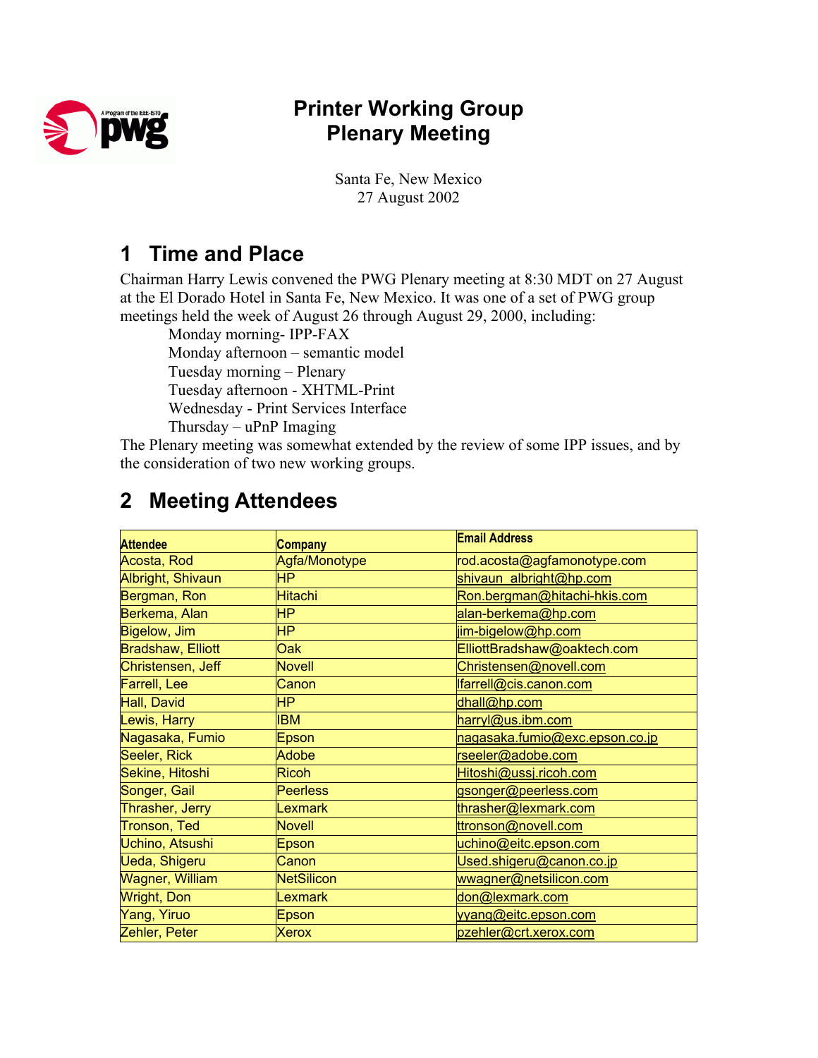# Printer Working Group
# Plenary Meeting

Santa Fe, New Mexico
27 August 2002

## 1 Time and Place

Chairman Harry Lewis convened the PWG Plenary meeting at 8:30 MDT on 27 August at the El Dorado Hotel in Santa Fe, New Mexico. It was one of a set of PWG group meetings held the week of August 26 through August 29, 2000, including:

- Monday morning- IPP-FAX
- Monday afternoon – semantic model
- Tuesday morning – Plenary
- Tuesday afternoon - XHTML-Print
- Wednesday - Print Services Interface
- Thursday – uPnP Imaging

The Plenary meeting was somewhat extended by the review of some IPP issues, and by the consideration of two new working groups.

## 2 Meeting Attendees

| Attendee | Company | Email Address |
|---|---|---|
| Acosta, Rod | Agfa/Monotype | rod.acosta@agfamonotype.com |
| Albright, Shivaun | HP | shivaun_albright@hp.com |
| Bergman, Ron | Hitachi | Ron.bergman@hitachi-hkis.com |
| Berkema, Alan | HP | alan-berkema@hp.com |
| Bigelow, Jim | HP | jim-bigelow@hp.com |
| Bradshaw, Elliott | Oak | ElliottBradshaw@oaktech.com |
| Christensen, Jeff | Novell | Christensen@novell.com |
| Farrell, Lee | Canon | lfarrell@cis.canon.com |
| Hall, David | HP | dhall@hp.com |
| Lewis, Harry | IBM | harryl@us.ibm.com |
| Nagasaka, Fumio | Epson | nagasaka.fumio@exc.epson.co.jp |
| Seeler, Rick | Adobe | rseeler@adobe.com |
| Sekine, Hitoshi | Ricoh | Hitoshi@ussj.ricoh.com |
| Songer, Gail | Peerless | gsonger@peerless.com |
| Thrasher, Jerry | Lexmark | thrasher@lexmark.com |
| Tronson, Ted | Novell | ttronson@novell.com |
| Uchino, Atsushi | Epson | uchino@eitc.epson.com |
| Ueda, Shigeru | Canon | Used.shigeru@canon.co.jp |
| Wagner, William | NetSilicon | wwagner@netsilicon.com |
| Wright, Don | Lexmark | don@lexmark.com |
| Yang, Yiruo | Epson | yyang@eitc.epson.com |
| Zehler, Peter | Xerox | pzehler@crt.xerox.com |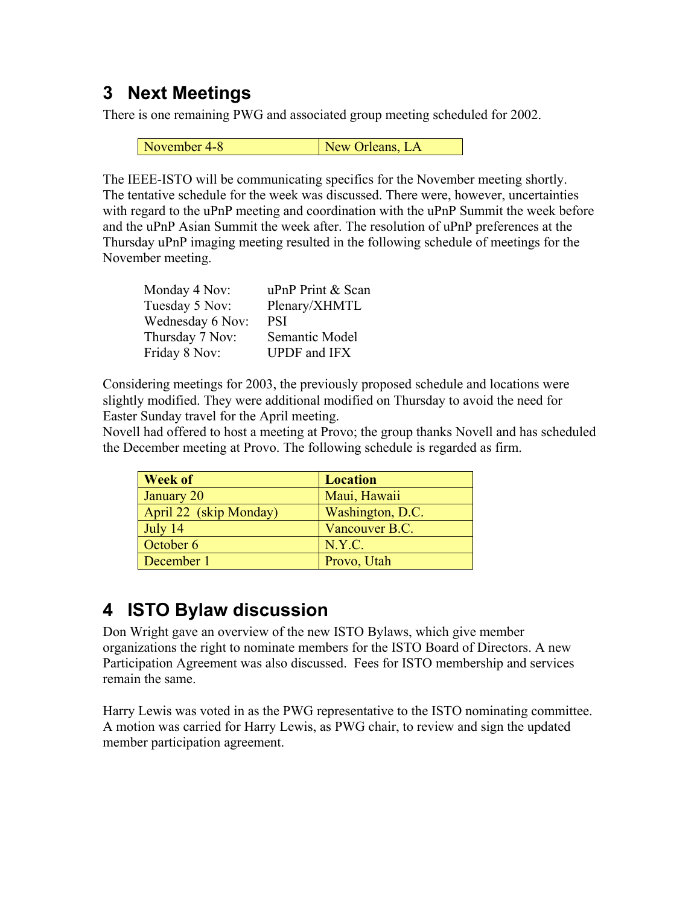## 3 Next Meetings

There is one remaining PWG and associated group meeting scheduled for 2002.

| November 4-8 | New Orleans, LA |
|---|---|

The IEEE-ISTO will be communicating specifics for the November meeting shortly. The tentative schedule for the week was discussed. There were, however, uncertainties with regard to the uPnP meeting and coordination with the uPnP Summit the week before and the uPnP Asian Summit the week after. The resolution of uPnP preferences at the Thursday uPnP imaging meeting resulted in the following schedule of meetings for the November meeting.

Monday 4 Nov: uPnP Print & Scan
Tuesday 5 Nov: Plenary/XHMTL
Wednesday 6 Nov: PSI
Thursday 7 Nov: Semantic Model
Friday 8 Nov: UPDF and IFX

Considering meetings for 2003, the previously proposed schedule and locations were slightly modified. They were additional modified on Thursday to avoid the need for Easter Sunday travel for the April meeting.
Novell had offered to host a meeting at Provo; the group thanks Novell and has scheduled the December meeting at Provo. The following schedule is regarded as firm.

| **Week of** | **Location** |
|---|---|
| January 20 | Maui, Hawaii |
| April 22 (skip Monday) | Washington, D.C. |
| July 14 | Vancouver B.C. |
| October 6 | N.Y.C. |
| December 1 | Provo, Utah |

## 4 ISTO Bylaw discussion

Don Wright gave an overview of the new ISTO Bylaws, which give member organizations the right to nominate members for the ISTO Board of Directors. A new Participation Agreement was also discussed. Fees for ISTO membership and services remain the same.

Harry Lewis was voted in as the PWG representative to the ISTO nominating committee. A motion was carried for Harry Lewis, as PWG chair, to review and sign the updated member participation agreement.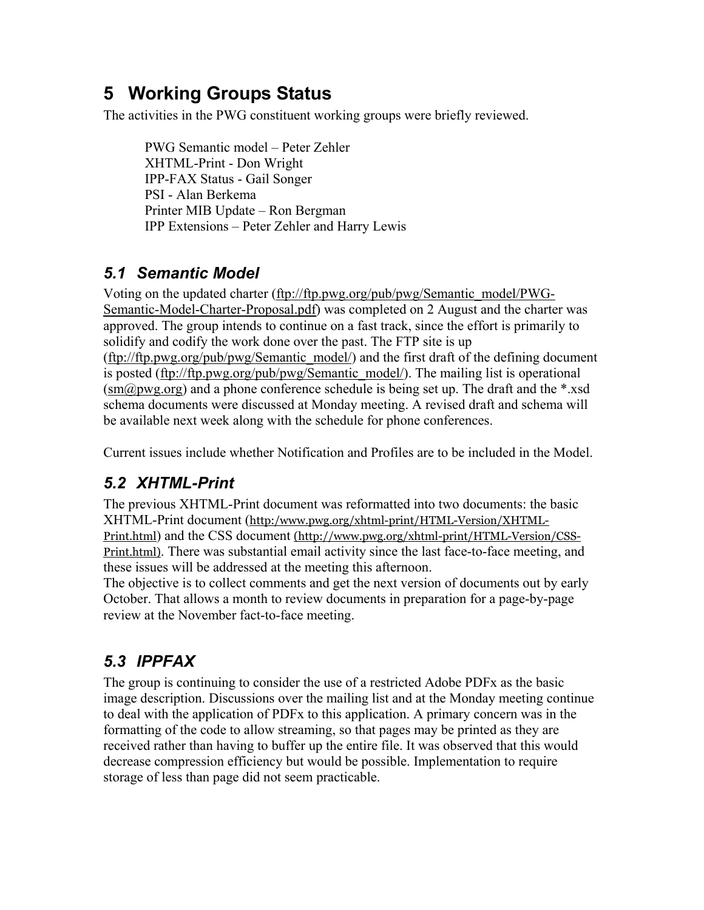# 5 Working Groups Status

The activities in the PWG constituent working groups were briefly reviewed.

PWG Semantic model – Peter Zehler
XHTML-Print - Don Wright
IPP-FAX Status - Gail Songer
PSI - Alan Berkema
Printer MIB Update – Ron Bergman
IPP Extensions – Peter Zehler and Harry Lewis

## 5.1 Semantic Model

Voting on the updated charter (ftp://ftp.pwg.org/pub/pwg/Semantic_model/PWG-Semantic-Model-Charter-Proposal.pdf) was completed on 2 August and the charter was approved. The group intends to continue on a fast track, since the effort is primarily to solidify and codify the work done over the past. The FTP site is up (ftp://ftp.pwg.org/pub/pwg/Semantic_model/) and the first draft of the defining document is posted (ftp://ftp.pwg.org/pub/pwg/Semantic_model/). The mailing list is operational (sm@pwg.org) and a phone conference schedule is being set up. The draft and the *.xsd schema documents were discussed at Monday meeting. A revised draft and schema will be available next week along with the schedule for phone conferences.

Current issues include whether Notification and Profiles are to be included in the Model.

## 5.2 XHTML-Print

The previous XHTML-Print document was reformatted into two documents: the basic XHTML-Print document (http:/www.pwg.org/xhtml-print/HTML-Version/XHTML-Print.html) and the CSS document (http://www.pwg.org/xhtml-print/HTML-Version/CSS-Print.html). There was substantial email activity since the last face-to-face meeting, and these issues will be addressed at the meeting this afternoon.
The objective is to collect comments and get the next version of documents out by early October. That allows a month to review documents in preparation for a page-by-page review at the November fact-to-face meeting.

## 5.3 IPPFAX

The group is continuing to consider the use of a restricted Adobe PDFx as the basic image description. Discussions over the mailing list and at the Monday meeting continue to deal with the application of PDFx to this application. A primary concern was in the formatting of the code to allow streaming, so that pages may be printed as they are received rather than having to buffer up the entire file. It was observed that this would decrease compression efficiency but would be possible. Implementation to require storage of less than page did not seem practicable.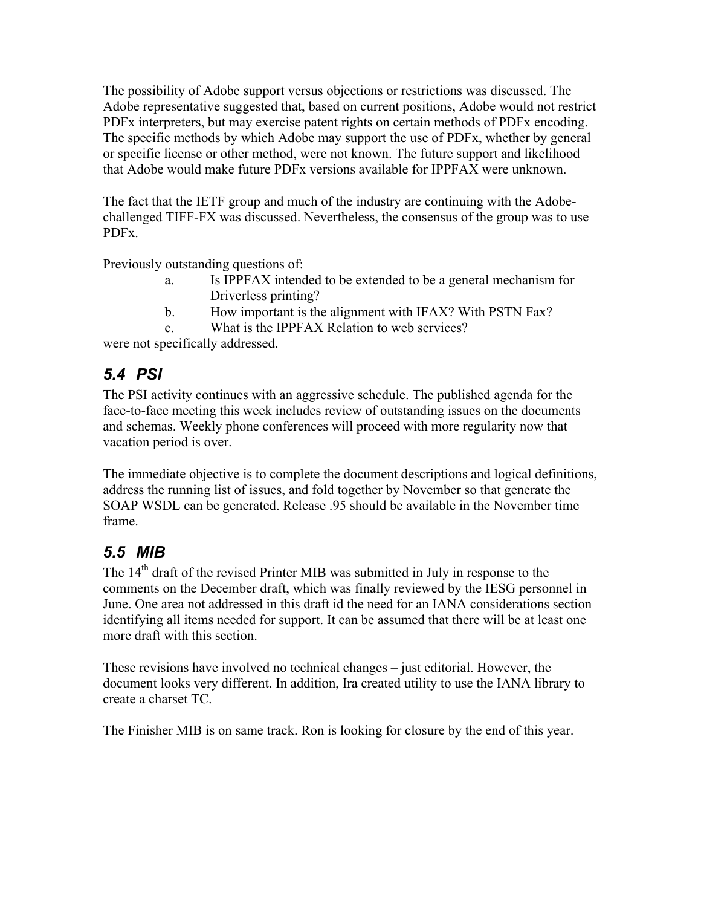The possibility of Adobe support versus objections or restrictions was discussed. The Adobe representative suggested that, based on current positions, Adobe would not restrict PDFx interpreters, but may exercise patent rights on certain methods of PDFx encoding. The specific methods by which Adobe may support the use of PDFx, whether by general or specific license or other method, were not known. The future support and likelihood that Adobe would make future PDFx versions available for IPPFAX were unknown.

The fact that the IETF group and much of the industry are continuing with the Adobe-challenged TIFF-FX was discussed. Nevertheless, the consensus of the group was to use PDFx.

Previously outstanding questions of:

a. Is IPPFAX intended to be extended to be a general mechanism for Driverless printing?
b. How important is the alignment with IFAX? With PSTN Fax?
c. What is the IPPFAX Relation to web services?

were not specifically addressed.

## *5.4 PSI*

The PSI activity continues with an aggressive schedule. The published agenda for the face-to-face meeting this week includes review of outstanding issues on the documents and schemas. Weekly phone conferences will proceed with more regularity now that vacation period is over.

The immediate objective is to complete the document descriptions and logical definitions, address the running list of issues, and fold together by November so that generate the SOAP WSDL can be generated. Release .95 should be available in the November time frame.

## *5.5 MIB*

The 14th draft of the revised Printer MIB was submitted in July in response to the comments on the December draft, which was finally reviewed by the IESG personnel in June. One area not addressed in this draft id the need for an IANA considerations section identifying all items needed for support. It can be assumed that there will be at least one more draft with this section.

These revisions have involved no technical changes – just editorial. However, the document looks very different. In addition, Ira created utility to use the IANA library to create a charset TC.

The Finisher MIB is on same track. Ron is looking for closure by the end of this year.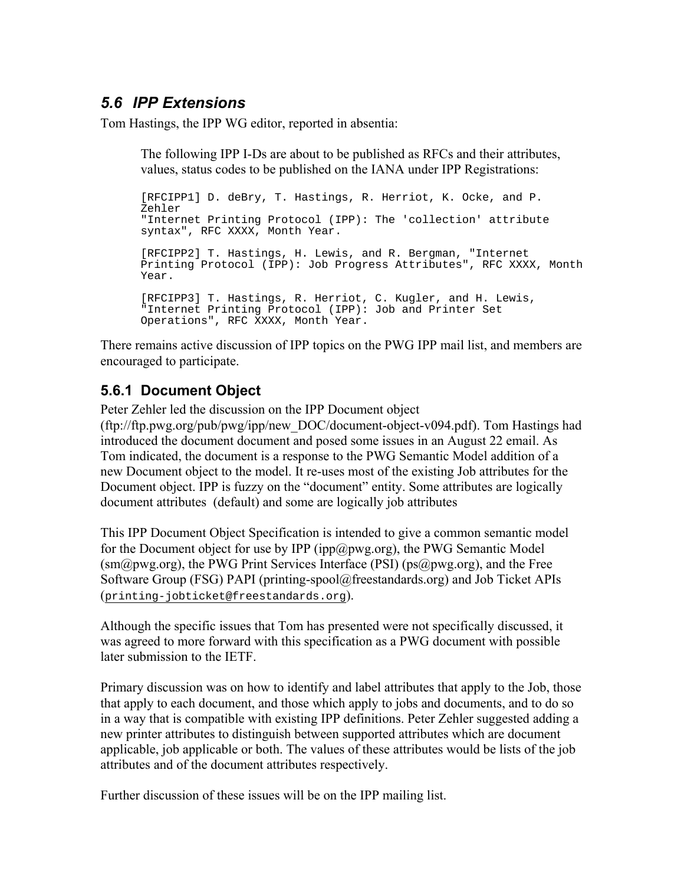## 5.6 *IPP Extensions*

Tom Hastings, the IPP WG editor, reported in absentia:

> The following IPP I-Ds are about to be published as RFCs and their attributes, values, status codes to be published on the IANA under IPP Registrations:
>
> ```
> [RFCIPP1] D. deBry, T. Hastings, R. Herriot, K. Ocke, and P.
> Zehler
> "Internet Printing Protocol (IPP): The 'collection' attribute
> syntax", RFC XXXX, Month Year.
>
> [RFCIPP2] T. Hastings, H. Lewis, and R. Bergman, "Internet
> Printing Protocol (IPP): Job Progress Attributes", RFC XXXX, Month
> Year.
>
> [RFCIPP3] T. Hastings, R. Herriot, C. Kugler, and H. Lewis,
> "Internet Printing Protocol (IPP): Job and Printer Set
> Operations", RFC XXXX, Month Year.
> ```

There remains active discussion of IPP topics on the PWG IPP mail list, and members are encouraged to participate.

### 5.6.1 Document Object

Peter Zehler led the discussion on the IPP Document object (ftp://ftp.pwg.org/pub/pwg/ipp/new_DOC/document-object-v094.pdf). Tom Hastings had introduced the document document and posed some issues in an August 22 email. As Tom indicated, the document is a response to the PWG Semantic Model addition of a new Document object to the model. It re-uses most of the existing Job attributes for the Document object. IPP is fuzzy on the "document" entity. Some attributes are logically document attributes (default) and some are logically job attributes

This IPP Document Object Specification is intended to give a common semantic model for the Document object for use by IPP (ipp@pwg.org), the PWG Semantic Model (sm@pwg.org), the PWG Print Services Interface (PSI) (ps@pwg.org), and the Free Software Group (FSG) PAPI (printing-spool@freestandards.org) and Job Ticket APIs (`printing-jobticket@freestandards.org`).

Although the specific issues that Tom has presented were not specifically discussed, it was agreed to more forward with this specification as a PWG document with possible later submission to the IETF.

Primary discussion was on how to identify and label attributes that apply to the Job, those that apply to each document, and those which apply to jobs and documents, and to do so in a way that is compatible with existing IPP definitions. Peter Zehler suggested adding a new printer attributes to distinguish between supported attributes which are document applicable, job applicable or both. The values of these attributes would be lists of the job attributes and of the document attributes respectively.

Further discussion of these issues will be on the IPP mailing list.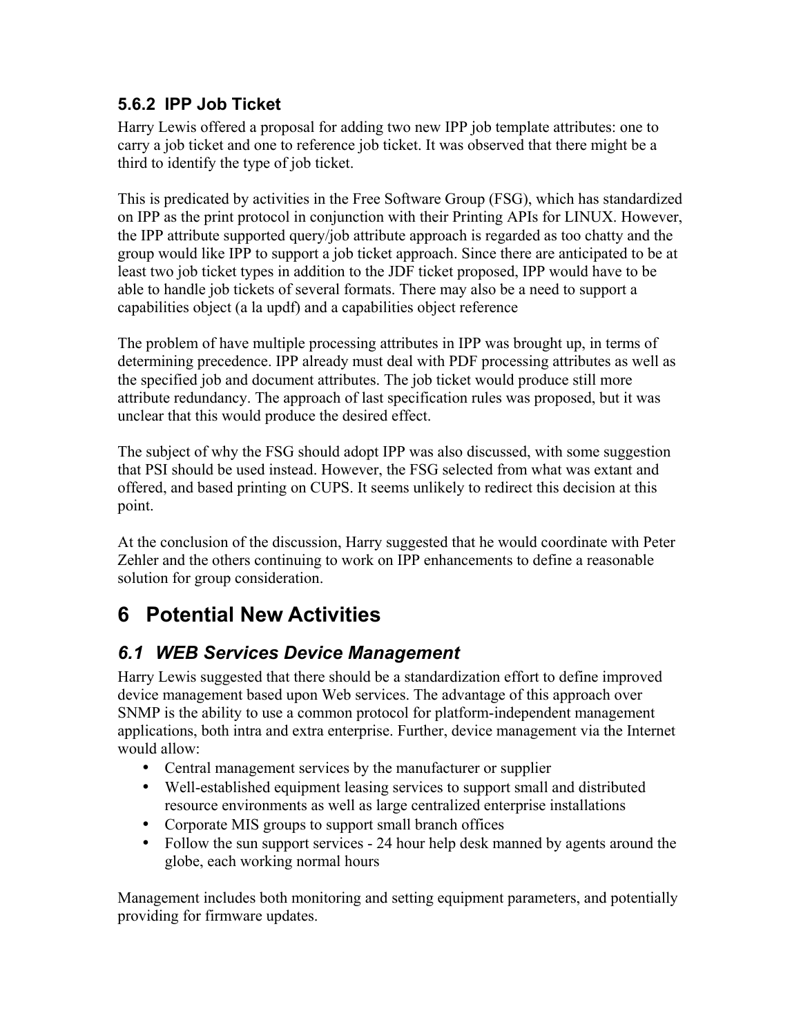### 5.6.2 IPP Job Ticket

Harry Lewis offered a proposal for adding two new IPP job template attributes: one to carry a job ticket and one to reference job ticket. It was observed that there might be a third to identify the type of job ticket.

This is predicated by activities in the Free Software Group (FSG), which has standardized on IPP as the print protocol in conjunction with their Printing APIs for LINUX. However, the IPP attribute supported query/job attribute approach is regarded as too chatty and the group would like IPP to support a job ticket approach. Since there are anticipated to be at least two job ticket types in addition to the JDF ticket proposed, IPP would have to be able to handle job tickets of several formats. There may also be a need to support a capabilities object (a la updf) and a capabilities object reference

The problem of have multiple processing attributes in IPP was brought up, in terms of determining precedence. IPP already must deal with PDF processing attributes as well as the specified job and document attributes. The job ticket would produce still more attribute redundancy. The approach of last specification rules was proposed, but it was unclear that this would produce the desired effect.

The subject of why the FSG should adopt IPP was also discussed, with some suggestion that PSI should be used instead. However, the FSG selected from what was extant and offered, and based printing on CUPS. It seems unlikely to redirect this decision at this point.

At the conclusion of the discussion, Harry suggested that he would coordinate with Peter Zehler and the others continuing to work on IPP enhancements to define a reasonable solution for group consideration.

# 6 Potential New Activities

## *6.1 WEB Services Device Management*

Harry Lewis suggested that there should be a standardization effort to define improved device management based upon Web services. The advantage of this approach over SNMP is the ability to use a common protocol for platform-independent management applications, both intra and extra enterprise. Further, device management via the Internet would allow:

- Central management services by the manufacturer or supplier
- Well-established equipment leasing services to support small and distributed resource environments as well as large centralized enterprise installations
- Corporate MIS groups to support small branch offices
- Follow the sun support services - 24 hour help desk manned by agents around the globe, each working normal hours

Management includes both monitoring and setting equipment parameters, and potentially providing for firmware updates.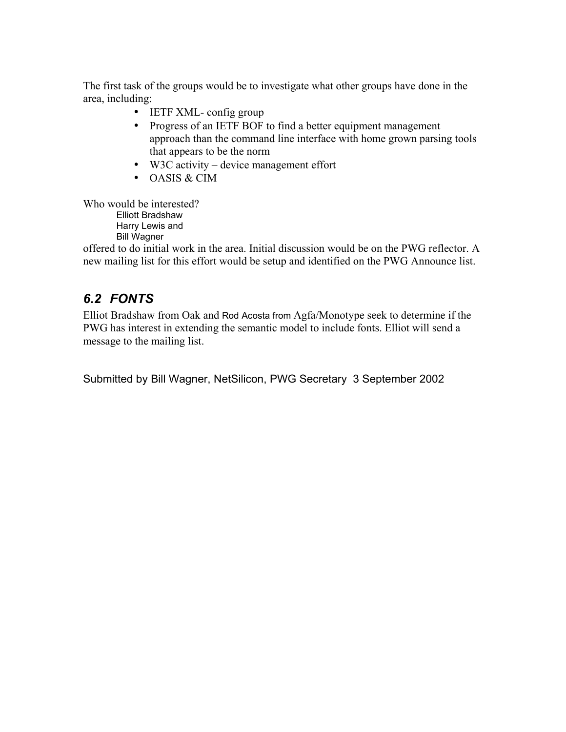The first task of the groups would be to investigate what other groups have done in the area, including:

- IETF XML- config group
- Progress of an IETF BOF to find a better equipment management approach than the command line interface with home grown parsing tools that appears to be the norm
- W3C activity – device management effort
- OASIS & CIM

Who would be interested?

Elliott Bradshaw
Harry Lewis and
Bill Wagner

offered to do initial work in the area. Initial discussion would be on the PWG reflector. A new mailing list for this effort would be setup and identified on the PWG Announce list.

## *6.2 FONTS*

Elliot Bradshaw from Oak and Rod Acosta from Agfa/Monotype seek to determine if the PWG has interest in extending the semantic model to include fonts. Elliot will send a message to the mailing list.

Submitted by Bill Wagner, NetSilicon, PWG Secretary 3 September 2002